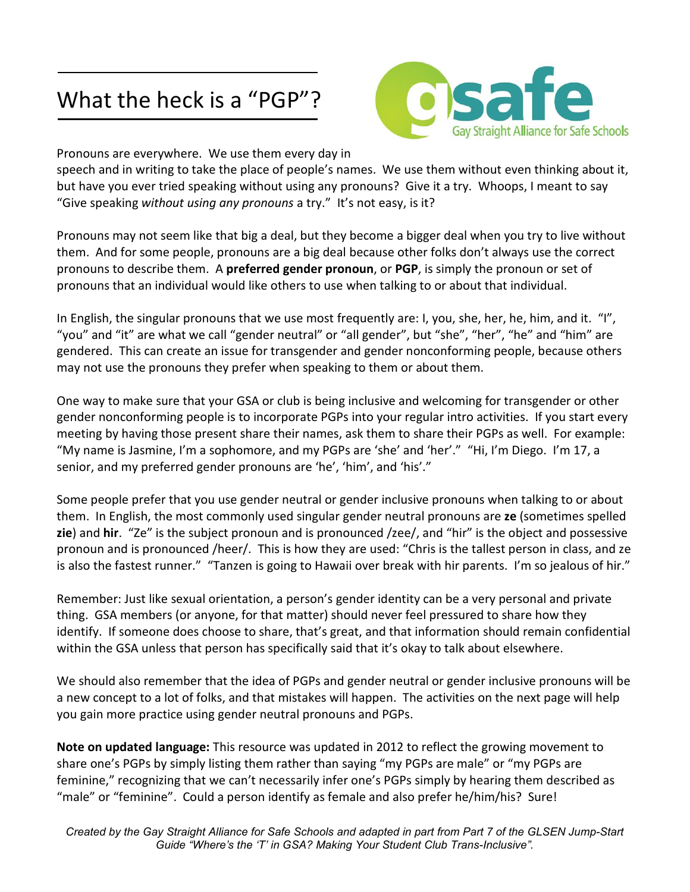# What the heck is a "PGP"?

gsafe
Gay Straight Alliance for Safe Schools

Pronouns are everywhere. We use them every day in speech and in writing to take the place of people's names. We use them without even thinking about it, but have you ever tried speaking without using any pronouns? Give it a try. Whoops, I meant to say "Give speaking *without using any pronouns* a try." It's not easy, is it?

Pronouns may not seem like that big a deal, but they become a bigger deal when you try to live without them. And for some people, pronouns are a big deal because other folks don't always use the correct pronouns to describe them. A **preferred gender pronoun**, or **PGP**, is simply the pronoun or set of pronouns that an individual would like others to use when talking to or about that individual.

In English, the singular pronouns that we use most frequently are: I, you, she, her, he, him, and it. "I", "you" and "it" are what we call "gender neutral" or "all gender", but "she", "her", "he" and "him" are gendered. This can create an issue for transgender and gender nonconforming people, because others may not use the pronouns they prefer when speaking to them or about them.

One way to make sure that your GSA or club is being inclusive and welcoming for transgender or other gender nonconforming people is to incorporate PGPs into your regular intro activities. If you start every meeting by having those present share their names, ask them to share their PGPs as well. For example: "My name is Jasmine, I'm a sophomore, and my PGPs are 'she' and 'her'." "Hi, I'm Diego. I'm 17, a senior, and my preferred gender pronouns are 'he', 'him', and 'his'."

Some people prefer that you use gender neutral or gender inclusive pronouns when talking to or about them. In English, the most commonly used singular gender neutral pronouns are **ze** (sometimes spelled **zie**) and **hir**. "Ze" is the subject pronoun and is pronounced /zee/, and "hir" is the object and possessive pronoun and is pronounced /heer/. This is how they are used: "Chris is the tallest person in class, and ze is also the fastest runner." "Tanzen is going to Hawaii over break with hir parents. I'm so jealous of hir."

Remember: Just like sexual orientation, a person's gender identity can be a very personal and private thing. GSA members (or anyone, for that matter) should never feel pressured to share how they identify. If someone does choose to share, that's great, and that information should remain confidential within the GSA unless that person has specifically said that it's okay to talk about elsewhere.

We should also remember that the idea of PGPs and gender neutral or gender inclusive pronouns will be a new concept to a lot of folks, and that mistakes will happen. The activities on the next page will help you gain more practice using gender neutral pronouns and PGPs.

**Note on updated language:** This resource was updated in 2012 to reflect the growing movement to share one's PGPs by simply listing them rather than saying "my PGPs are male" or "my PGPs are feminine," recognizing that we can't necessarily infer one's PGPs simply by hearing them described as "male" or "feminine". Could a person identify as female and also prefer he/him/his? Sure!

*Created by the Gay Straight Alliance for Safe Schools and adapted in part from Part 7 of the GLSEN Jump-Start Guide "Where's the 'T' in GSA? Making Your Student Club Trans-Inclusive".*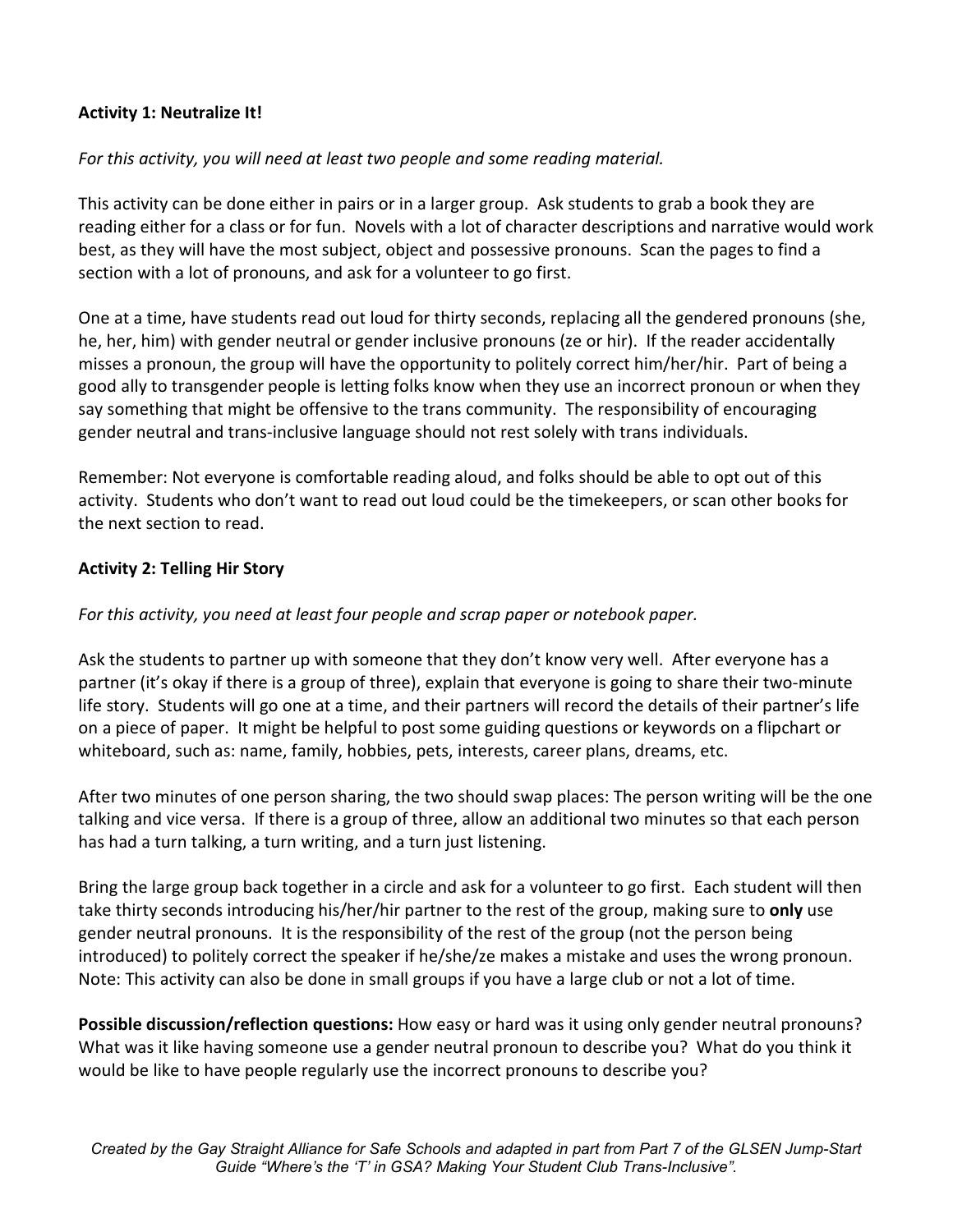**Activity 1: Neutralize It!**

*For this activity, you will need at least two people and some reading material.*

This activity can be done either in pairs or in a larger group. Ask students to grab a book they are reading either for a class or for fun. Novels with a lot of character descriptions and narrative would work best, as they will have the most subject, object and possessive pronouns. Scan the pages to find a section with a lot of pronouns, and ask for a volunteer to go first.

One at a time, have students read out loud for thirty seconds, replacing all the gendered pronouns (she, he, her, him) with gender neutral or gender inclusive pronouns (ze or hir). If the reader accidentally misses a pronoun, the group will have the opportunity to politely correct him/her/hir. Part of being a good ally to transgender people is letting folks know when they use an incorrect pronoun or when they say something that might be offensive to the trans community. The responsibility of encouraging gender neutral and trans-inclusive language should not rest solely with trans individuals.

Remember: Not everyone is comfortable reading aloud, and folks should be able to opt out of this activity. Students who don't want to read out loud could be the timekeepers, or scan other books for the next section to read.

**Activity 2: Telling Hir Story**

*For this activity, you need at least four people and scrap paper or notebook paper.*

Ask the students to partner up with someone that they don't know very well. After everyone has a partner (it's okay if there is a group of three), explain that everyone is going to share their two-minute life story. Students will go one at a time, and their partners will record the details of their partner's life on a piece of paper. It might be helpful to post some guiding questions or keywords on a flipchart or whiteboard, such as: name, family, hobbies, pets, interests, career plans, dreams, etc.

After two minutes of one person sharing, the two should swap places: The person writing will be the one talking and vice versa. If there is a group of three, allow an additional two minutes so that each person has had a turn talking, a turn writing, and a turn just listening.

Bring the large group back together in a circle and ask for a volunteer to go first. Each student will then take thirty seconds introducing his/her/hir partner to the rest of the group, making sure to **only** use gender neutral pronouns. It is the responsibility of the rest of the group (not the person being introduced) to politely correct the speaker if he/she/ze makes a mistake and uses the wrong pronoun. Note: This activity can also be done in small groups if you have a large club or not a lot of time.

**Possible discussion/reflection questions:** How easy or hard was it using only gender neutral pronouns? What was it like having someone use a gender neutral pronoun to describe you? What do you think it would be like to have people regularly use the incorrect pronouns to describe you?

*Created by the Gay Straight Alliance for Safe Schools and adapted in part from Part 7 of the GLSEN Jump-Start Guide "Where's the 'T' in GSA? Making Your Student Club Trans-Inclusive".*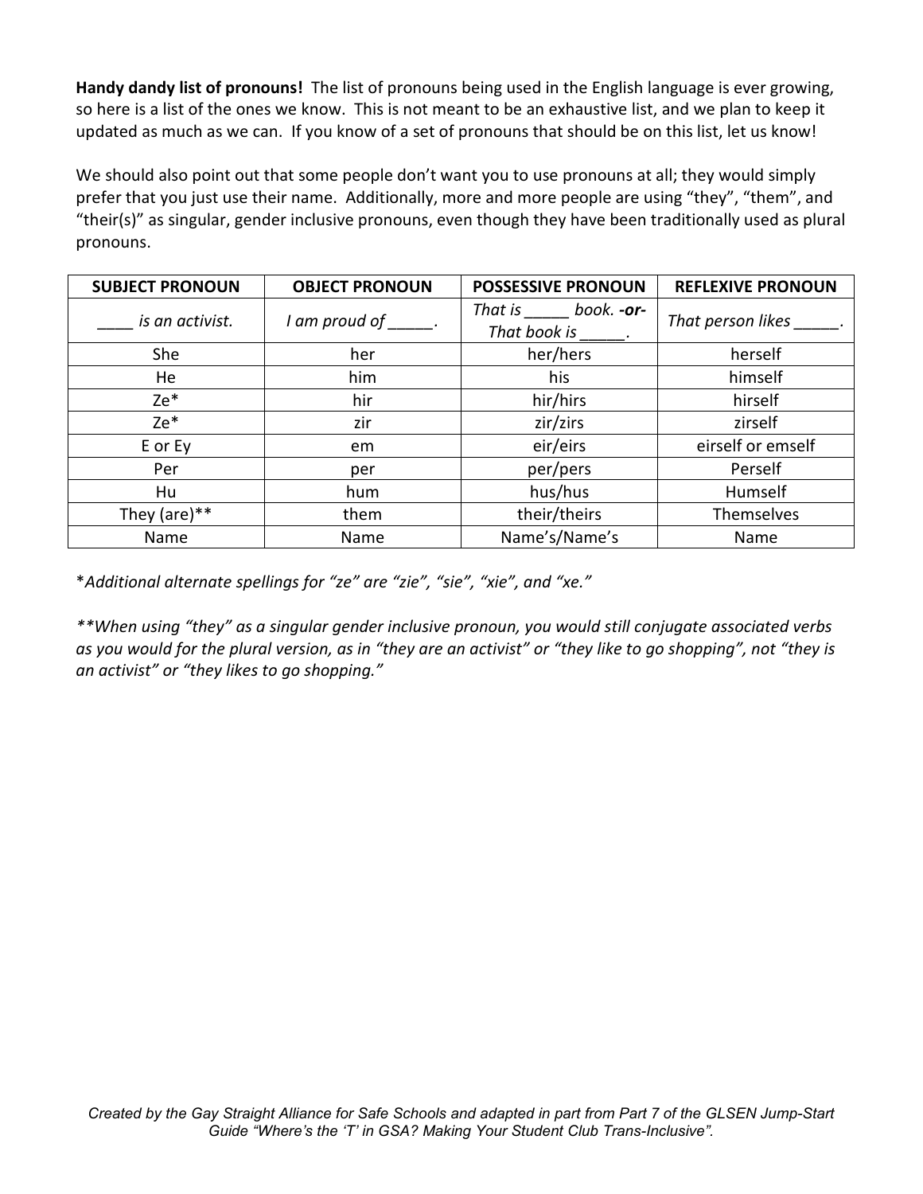**Handy dandy list of pronouns!** The list of pronouns being used in the English language is ever growing, so here is a list of the ones we know. This is not meant to be an exhaustive list, and we plan to keep it updated as much as we can. If you know of a set of pronouns that should be on this list, let us know!

We should also point out that some people don't want you to use pronouns at all; they would simply prefer that you just use their name. Additionally, more and more people are using "they", "them", and "their(s)" as singular, gender inclusive pronouns, even though they have been traditionally used as plural pronouns.

| SUBJECT PRONOUN | OBJECT PRONOUN | POSSESSIVE PRONOUN | REFLEXIVE PRONOUN |
|---|---|---|---|
| *____ is an activist.* | *I am proud of _____.* | *That is _____ book.* ***-or-*** *That book is _____.* | *That person likes _____.* |
| She | her | her/hers | herself |
| He | him | his | himself |
| Ze* | hir | hir/hirs | hirself |
| Ze* | zir | zir/zirs | zirself |
| E or Ey | em | eir/eirs | eirself or emself |
| Per | per | per/pers | Perself |
| Hu | hum | hus/hus | Humself |
| They (are)** | them | their/theirs | Themselves |
| Name | Name | Name's/Name's | Name |

**Additional alternate spellings for "ze" are "zie", "sie", "xie", and "xe."*

*\*\*When using "they" as a singular gender inclusive pronoun, you would still conjugate associated verbs as you would for the plural version, as in "they are an activist" or "they like to go shopping", not "they is an activist" or "they likes to go shopping."*

*Created by the Gay Straight Alliance for Safe Schools and adapted in part from Part 7 of the GLSEN Jump-Start Guide "Where's the 'T' in GSA? Making Your Student Club Trans-Inclusive".*